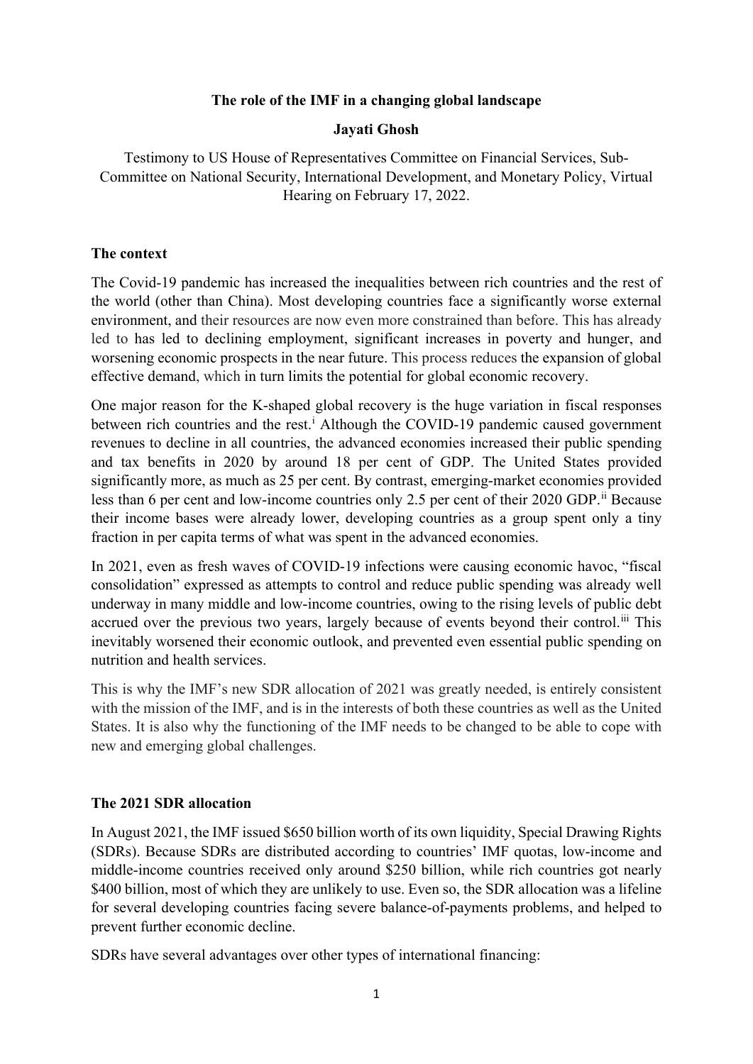**The role of the IMF in a changing global landscape**

**Jayati Ghosh**

Testimony to US House of Representatives Committee on Financial Services, Sub-Committee on National Security, International Development, and Monetary Policy, Virtual Hearing on February 17, 2022.

**The context**

The Covid-19 pandemic has increased the inequalities between rich countries and the rest of the world (other than China). Most developing countries face a significantly worse external environment, and their resources are now even more constrained than before. This has already led to has led to declining employment, significant increases in poverty and hunger, and worsening economic prospects in the near future. This process reduces the expansion of global effective demand, which in turn limits the potential for global economic recovery.

One major reason for the K-shaped global recovery is the huge variation in fiscal responses between rich countries and the rest.[i] Although the COVID-19 pandemic caused government revenues to decline in all countries, the advanced economies increased their public spending and tax benefits in 2020 by around 18 per cent of GDP. The United States provided significantly more, as much as 25 per cent. By contrast, emerging-market economies provided less than 6 per cent and low-income countries only 2.5 per cent of their 2020 GDP.[ii] Because their income bases were already lower, developing countries as a group spent only a tiny fraction in per capita terms of what was spent in the advanced economies.

In 2021, even as fresh waves of COVID-19 infections were causing economic havoc, "fiscal consolidation" expressed as attempts to control and reduce public spending was already well underway in many middle and low-income countries, owing to the rising levels of public debt accrued over the previous two years, largely because of events beyond their control.[iii] This inevitably worsened their economic outlook, and prevented even essential public spending on nutrition and health services.

This is why the IMF's new SDR allocation of 2021 was greatly needed, is entirely consistent with the mission of the IMF, and is in the interests of both these countries as well as the United States. It is also why the functioning of the IMF needs to be changed to be able to cope with new and emerging global challenges.

**The 2021 SDR allocation**

In August 2021, the IMF issued $650 billion worth of its own liquidity, Special Drawing Rights (SDRs). Because SDRs are distributed according to countries' IMF quotas, low-income and middle-income countries received only around $250 billion, while rich countries got nearly $400 billion, most of which they are unlikely to use. Even so, the SDR allocation was a lifeline for several developing countries facing severe balance-of-payments problems, and helped to prevent further economic decline.

SDRs have several advantages over other types of international financing: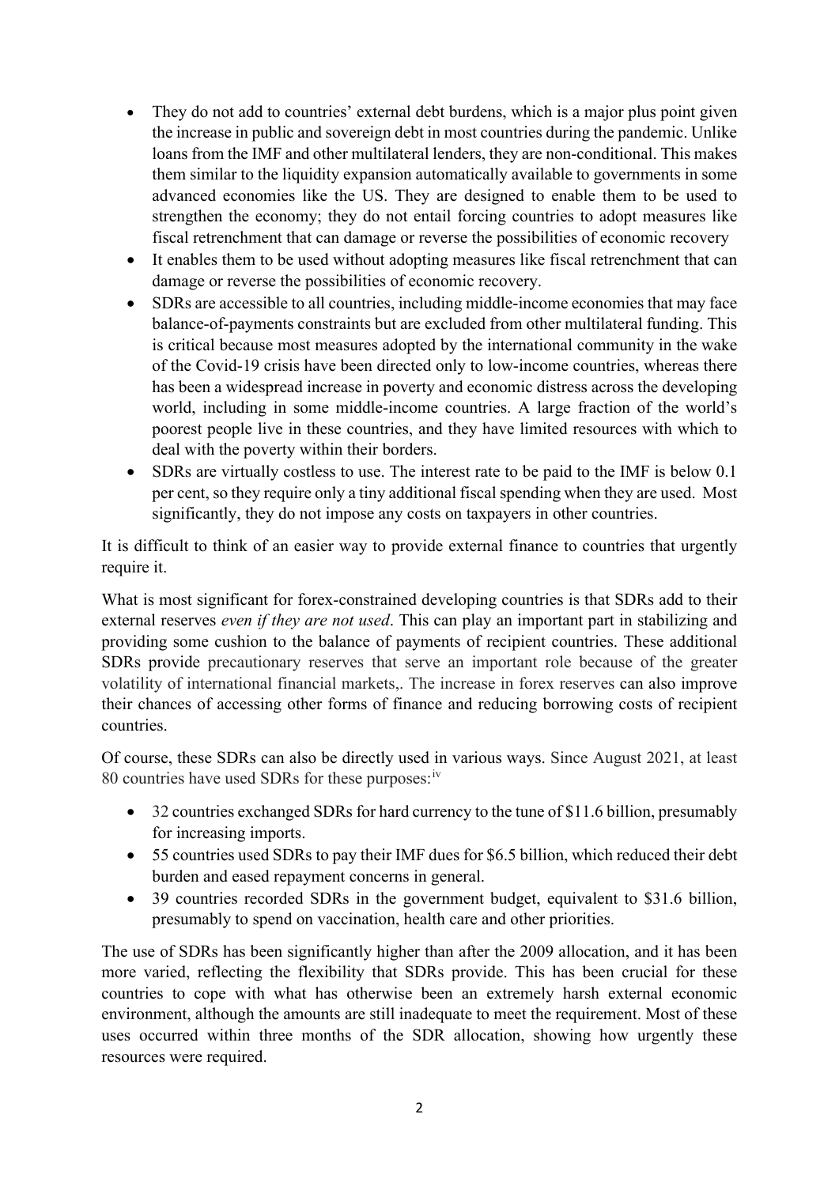- They do not add to countries' external debt burdens, which is a major plus point given the increase in public and sovereign debt in most countries during the pandemic. Unlike loans from the IMF and other multilateral lenders, they are non-conditional. This makes them similar to the liquidity expansion automatically available to governments in some advanced economies like the US. They are designed to enable them to be used to strengthen the economy; they do not entail forcing countries to adopt measures like fiscal retrenchment that can damage or reverse the possibilities of economic recovery
- It enables them to be used without adopting measures like fiscal retrenchment that can damage or reverse the possibilities of economic recovery.
- SDRs are accessible to all countries, including middle-income economies that may face balance-of-payments constraints but are excluded from other multilateral funding. This is critical because most measures adopted by the international community in the wake of the Covid-19 crisis have been directed only to low-income countries, whereas there has been a widespread increase in poverty and economic distress across the developing world, including in some middle-income countries. A large fraction of the world's poorest people live in these countries, and they have limited resources with which to deal with the poverty within their borders.
- SDRs are virtually costless to use. The interest rate to be paid to the IMF is below 0.1 per cent, so they require only a tiny additional fiscal spending when they are used. Most significantly, they do not impose any costs on taxpayers in other countries.

It is difficult to think of an easier way to provide external finance to countries that urgently require it.

What is most significant for forex-constrained developing countries is that SDRs add to their external reserves *even if they are not used*. This can play an important part in stabilizing and providing some cushion to the balance of payments of recipient countries. These additional SDRs provide precautionary reserves that serve an important role because of the greater volatility of international financial markets,. The increase in forex reserves can also improve their chances of accessing other forms of finance and reducing borrowing costs of recipient countries.

Of course, these SDRs can also be directly used in various ways. Since August 2021, at least 80 countries have used SDRs for these purposes:[iv]

- 32 countries exchanged SDRs for hard currency to the tune of $11.6 billion, presumably for increasing imports.
- 55 countries used SDRs to pay their IMF dues for $6.5 billion, which reduced their debt burden and eased repayment concerns in general.
- 39 countries recorded SDRs in the government budget, equivalent to $31.6 billion, presumably to spend on vaccination, health care and other priorities.

The use of SDRs has been significantly higher than after the 2009 allocation, and it has been more varied, reflecting the flexibility that SDRs provide. This has been crucial for these countries to cope with what has otherwise been an extremely harsh external economic environment, although the amounts are still inadequate to meet the requirement. Most of these uses occurred within three months of the SDR allocation, showing how urgently these resources were required.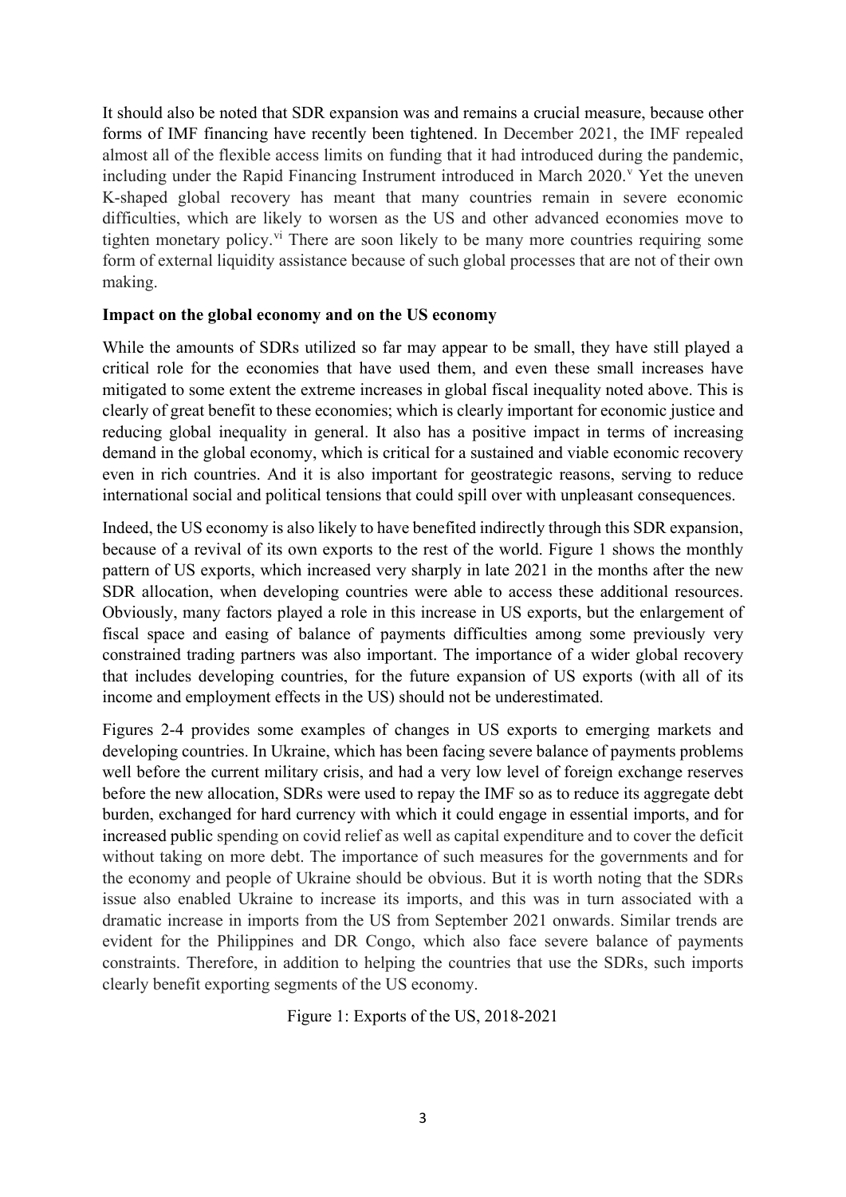It should also be noted that SDR expansion was and remains a crucial measure, because other forms of IMF financing have recently been tightened. In December 2021, the IMF repealed almost all of the flexible access limits on funding that it had introduced during the pandemic, including under the Rapid Financing Instrument introduced in March 2020.[v] Yet the uneven K-shaped global recovery has meant that many countries remain in severe economic difficulties, which are likely to worsen as the US and other advanced economies move to tighten monetary policy.[vi] There are soon likely to be many more countries requiring some form of external liquidity assistance because of such global processes that are not of their own making.

**Impact on the global economy and on the US economy**

While the amounts of SDRs utilized so far may appear to be small, they have still played a critical role for the economies that have used them, and even these small increases have mitigated to some extent the extreme increases in global fiscal inequality noted above. This is clearly of great benefit to these economies; which is clearly important for economic justice and reducing global inequality in general. It also has a positive impact in terms of increasing demand in the global economy, which is critical for a sustained and viable economic recovery even in rich countries. And it is also important for geostrategic reasons, serving to reduce international social and political tensions that could spill over with unpleasant consequences.

Indeed, the US economy is also likely to have benefited indirectly through this SDR expansion, because of a revival of its own exports to the rest of the world. Figure 1 shows the monthly pattern of US exports, which increased very sharply in late 2021 in the months after the new SDR allocation, when developing countries were able to access these additional resources. Obviously, many factors played a role in this increase in US exports, but the enlargement of fiscal space and easing of balance of payments difficulties among some previously very constrained trading partners was also important. The importance of a wider global recovery that includes developing countries, for the future expansion of US exports (with all of its income and employment effects in the US) should not be underestimated.

Figures 2-4 provides some examples of changes in US exports to emerging markets and developing countries. In Ukraine, which has been facing severe balance of payments problems well before the current military crisis, and had a very low level of foreign exchange reserves before the new allocation, SDRs were used to repay the IMF so as to reduce its aggregate debt burden, exchanged for hard currency with which it could engage in essential imports, and for increased public spending on covid relief as well as capital expenditure and to cover the deficit without taking on more debt. The importance of such measures for the governments and for the economy and people of Ukraine should be obvious. But it is worth noting that the SDRs issue also enabled Ukraine to increase its imports, and this was in turn associated with a dramatic increase in imports from the US from September 2021 onwards. Similar trends are evident for the Philippines and DR Congo, which also face severe balance of payments constraints. Therefore, in addition to helping the countries that use the SDRs, such imports clearly benefit exporting segments of the US economy.

Figure 1: Exports of the US, 2018-2021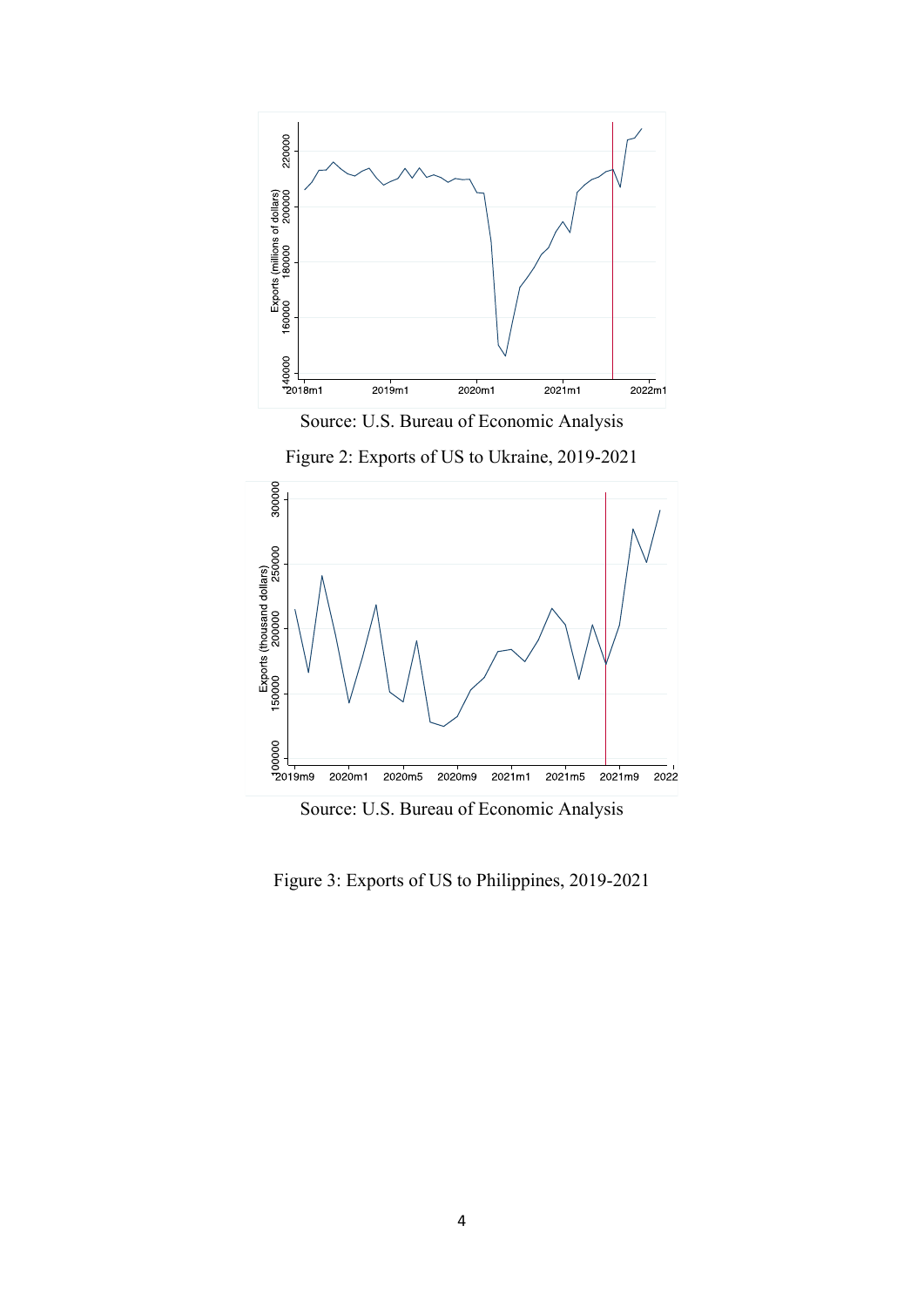Source: U.S. Bureau of Economic Analysis

Figure 2: Exports of US to Ukraine, 2019-2021

Source: U.S. Bureau of Economic Analysis

Figure 3: Exports of US to Philippines, 2019-2021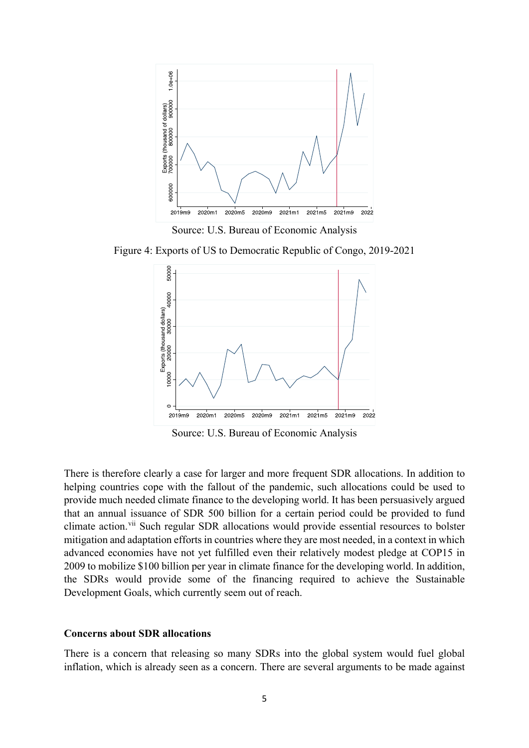Source: U.S. Bureau of Economic Analysis

Figure 4: Exports of US to Democratic Republic of Congo, 2019-2021

Source: U.S. Bureau of Economic Analysis

There is therefore clearly a case for larger and more frequent SDR allocations. In addition to helping countries cope with the fallout of the pandemic, such allocations could be used to provide much needed climate finance to the developing world. It has been persuasively argued that an annual issuance of SDR 500 billion for a certain period could be provided to fund climate action.[vii] Such regular SDR allocations would provide essential resources to bolster mitigation and adaptation efforts in countries where they are most needed, in a context in which advanced economies have not yet fulfilled even their relatively modest pledge at COP15 in 2009 to mobilize $100 billion per year in climate finance for the developing world. In addition, the SDRs would provide some of the financing required to achieve the Sustainable Development Goals, which currently seem out of reach.

**Concerns about SDR allocations**

There is a concern that releasing so many SDRs into the global system would fuel global inflation, which is already seen as a concern. There are several arguments to be made against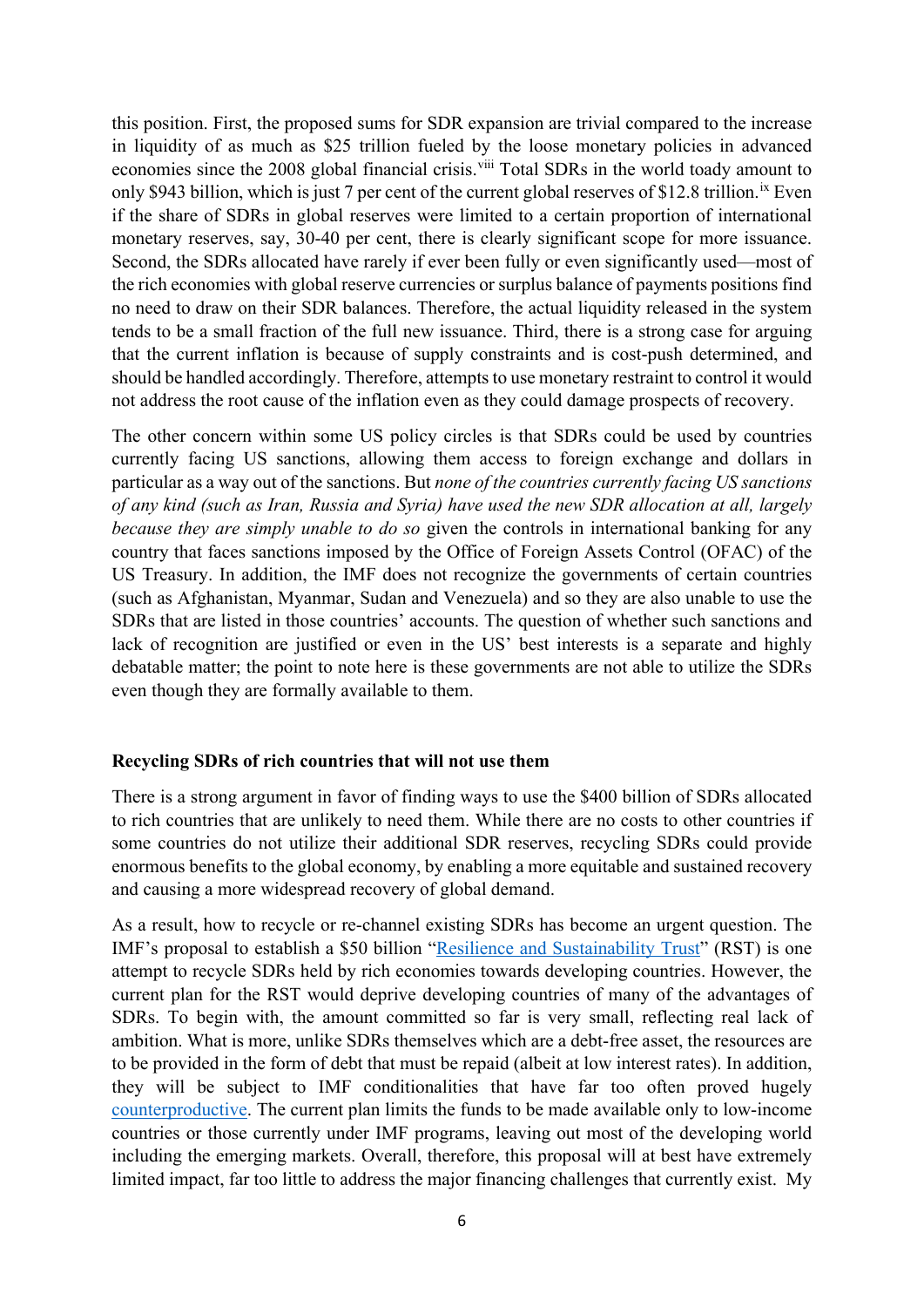this position. First, the proposed sums for SDR expansion are trivial compared to the increase in liquidity of as much as $25 trillion fueled by the loose monetary policies in advanced economies since the 2008 global financial crisis.[viii] Total SDRs in the world toady amount to only $943 billion, which is just 7 per cent of the current global reserves of $12.8 trillion.[ix] Even if the share of SDRs in global reserves were limited to a certain proportion of international monetary reserves, say, 30-40 per cent, there is clearly significant scope for more issuance. Second, the SDRs allocated have rarely if ever been fully or even significantly used—most of the rich economies with global reserve currencies or surplus balance of payments positions find no need to draw on their SDR balances. Therefore, the actual liquidity released in the system tends to be a small fraction of the full new issuance. Third, there is a strong case for arguing that the current inflation is because of supply constraints and is cost-push determined, and should be handled accordingly. Therefore, attempts to use monetary restraint to control it would not address the root cause of the inflation even as they could damage prospects of recovery.

The other concern within some US policy circles is that SDRs could be used by countries currently facing US sanctions, allowing them access to foreign exchange and dollars in particular as a way out of the sanctions. But *none of the countries currently facing US sanctions of any kind (such as Iran, Russia and Syria) have used the new SDR allocation at all, largely because they are simply unable to do so* given the controls in international banking for any country that faces sanctions imposed by the Office of Foreign Assets Control (OFAC) of the US Treasury. In addition, the IMF does not recognize the governments of certain countries (such as Afghanistan, Myanmar, Sudan and Venezuela) and so they are also unable to use the SDRs that are listed in those countries' accounts. The question of whether such sanctions and lack of recognition are justified or even in the US' best interests is a separate and highly debatable matter; the point to note here is these governments are not able to utilize the SDRs even though they are formally available to them.

**Recycling SDRs of rich countries that will not use them**

There is a strong argument in favor of finding ways to use the $400 billion of SDRs allocated to rich countries that are unlikely to need them. While there are no costs to other countries if some countries do not utilize their additional SDR reserves, recycling SDRs could provide enormous benefits to the global economy, by enabling a more equitable and sustained recovery and causing a more widespread recovery of global demand.

As a result, how to recycle or re-channel existing SDRs has become an urgent question. The IMF's proposal to establish a $50 billion "Resilience and Sustainability Trust" (RST) is one attempt to recycle SDRs held by rich economies towards developing countries. However, the current plan for the RST would deprive developing countries of many of the advantages of SDRs. To begin with, the amount committed so far is very small, reflecting real lack of ambition. What is more, unlike SDRs themselves which are a debt-free asset, the resources are to be provided in the form of debt that must be repaid (albeit at low interest rates). In addition, they will be subject to IMF conditionalities that have far too often proved hugely counterproductive. The current plan limits the funds to be made available only to low-income countries or those currently under IMF programs, leaving out most of the developing world including the emerging markets. Overall, therefore, this proposal will at best have extremely limited impact, far too little to address the major financing challenges that currently exist. My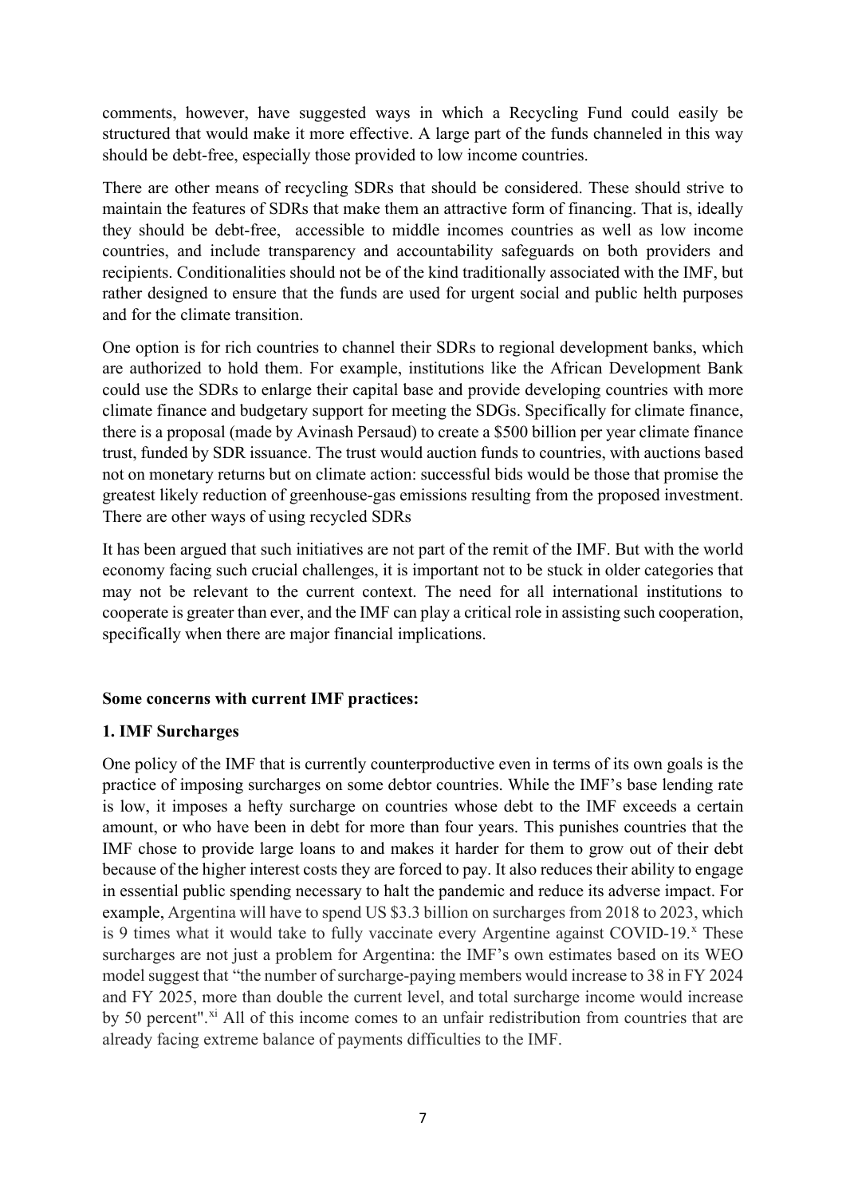comments, however, have suggested ways in which a Recycling Fund could easily be structured that would make it more effective. A large part of the funds channeled in this way should be debt-free, especially those provided to low income countries.

There are other means of recycling SDRs that should be considered. These should strive to maintain the features of SDRs that make them an attractive form of financing. That is, ideally they should be debt-free, accessible to middle incomes countries as well as low income countries, and include transparency and accountability safeguards on both providers and recipients. Conditionalities should not be of the kind traditionally associated with the IMF, but rather designed to ensure that the funds are used for urgent social and public helth purposes and for the climate transition.

One option is for rich countries to channel their SDRs to regional development banks, which are authorized to hold them. For example, institutions like the African Development Bank could use the SDRs to enlarge their capital base and provide developing countries with more climate finance and budgetary support for meeting the SDGs. Specifically for climate finance, there is a proposal (made by Avinash Persaud) to create a $500 billion per year climate finance trust, funded by SDR issuance. The trust would auction funds to countries, with auctions based not on monetary returns but on climate action: successful bids would be those that promise the greatest likely reduction of greenhouse-gas emissions resulting from the proposed investment. There are other ways of using recycled SDRs

It has been argued that such initiatives are not part of the remit of the IMF. But with the world economy facing such crucial challenges, it is important not to be stuck in older categories that may not be relevant to the current context. The need for all international institutions to cooperate is greater than ever, and the IMF can play a critical role in assisting such cooperation, specifically when there are major financial implications.

**Some concerns with current IMF practices:**

**1. IMF Surcharges**

One policy of the IMF that is currently counterproductive even in terms of its own goals is the practice of imposing surcharges on some debtor countries. While the IMF's base lending rate is low, it imposes a hefty surcharge on countries whose debt to the IMF exceeds a certain amount, or who have been in debt for more than four years. This punishes countries that the IMF chose to provide large loans to and makes it harder for them to grow out of their debt because of the higher interest costs they are forced to pay. It also reduces their ability to engage in essential public spending necessary to halt the pandemic and reduce its adverse impact. For example, Argentina will have to spend US $3.3 billion on surcharges from 2018 to 2023, which is 9 times what it would take to fully vaccinate every Argentine against COVID-19.[x] These surcharges are not just a problem for Argentina: the IMF's own estimates based on its WEO model suggest that "the number of surcharge-paying members would increase to 38 in FY 2024 and FY 2025, more than double the current level, and total surcharge income would increase by 50 percent".[xi] All of this income comes to an unfair redistribution from countries that are already facing extreme balance of payments difficulties to the IMF.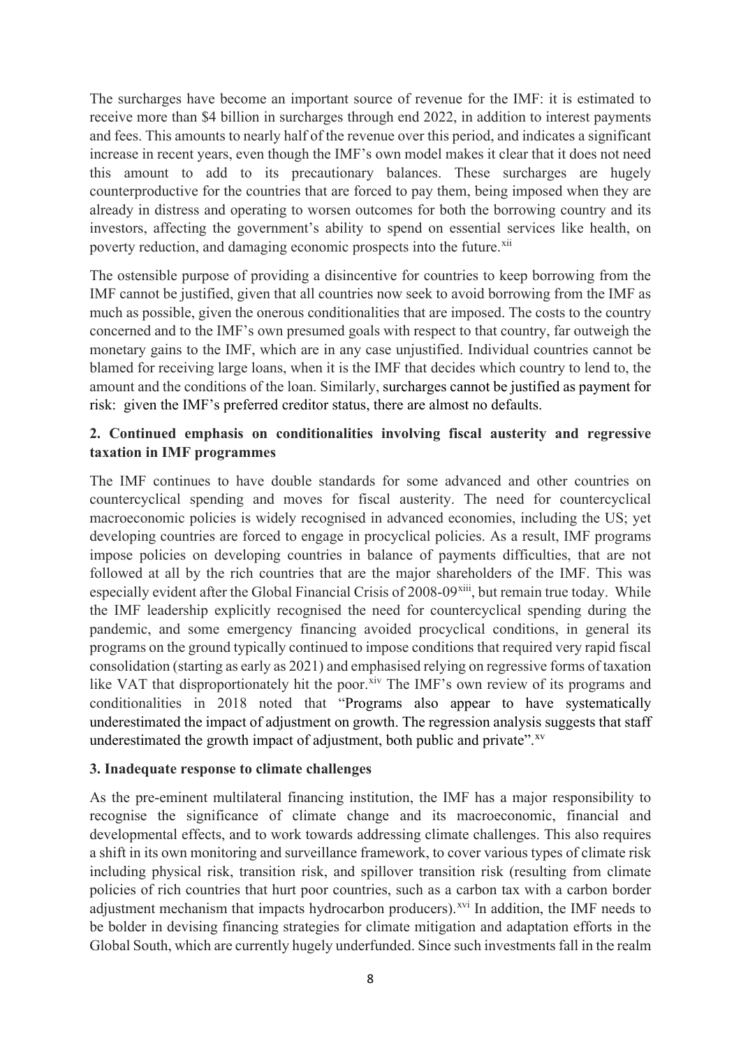The surcharges have become an important source of revenue for the IMF: it is estimated to receive more than $4 billion in surcharges through end 2022, in addition to interest payments and fees. This amounts to nearly half of the revenue over this period, and indicates a significant increase in recent years, even though the IMF's own model makes it clear that it does not need this amount to add to its precautionary balances. These surcharges are hugely counterproductive for the countries that are forced to pay them, being imposed when they are already in distress and operating to worsen outcomes for both the borrowing country and its investors, affecting the government's ability to spend on essential services like health, on poverty reduction, and damaging economic prospects into the future.[xii]

The ostensible purpose of providing a disincentive for countries to keep borrowing from the IMF cannot be justified, given that all countries now seek to avoid borrowing from the IMF as much as possible, given the onerous conditionalities that are imposed. The costs to the country concerned and to the IMF's own presumed goals with respect to that country, far outweigh the monetary gains to the IMF, which are in any case unjustified. Individual countries cannot be blamed for receiving large loans, when it is the IMF that decides which country to lend to, the amount and the conditions of the loan. Similarly, surcharges cannot be justified as payment for risk: given the IMF's preferred creditor status, there are almost no defaults.

**2. Continued emphasis on conditionalities involving fiscal austerity and regressive taxation in IMF programmes**

The IMF continues to have double standards for some advanced and other countries on countercyclical spending and moves for fiscal austerity. The need for countercyclical macroeconomic policies is widely recognised in advanced economies, including the US; yet developing countries are forced to engage in procyclical policies. As a result, IMF programs impose policies on developing countries in balance of payments difficulties, that are not followed at all by the rich countries that are the major shareholders of the IMF. This was especially evident after the Global Financial Crisis of 2008-09[xiii], but remain true today. While the IMF leadership explicitly recognised the need for countercyclical spending during the pandemic, and some emergency financing avoided procyclical conditions, in general its programs on the ground typically continued to impose conditions that required very rapid fiscal consolidation (starting as early as 2021) and emphasised relying on regressive forms of taxation like VAT that disproportionately hit the poor.[xiv] The IMF's own review of its programs and conditionalities in 2018 noted that "Programs also appear to have systematically underestimated the impact of adjustment on growth. The regression analysis suggests that staff underestimated the growth impact of adjustment, both public and private".[xv]

**3. Inadequate response to climate challenges**

As the pre-eminent multilateral financing institution, the IMF has a major responsibility to recognise the significance of climate change and its macroeconomic, financial and developmental effects, and to work towards addressing climate challenges. This also requires a shift in its own monitoring and surveillance framework, to cover various types of climate risk including physical risk, transition risk, and spillover transition risk (resulting from climate policies of rich countries that hurt poor countries, such as a carbon tax with a carbon border adjustment mechanism that impacts hydrocarbon producers).[xvi] In addition, the IMF needs to be bolder in devising financing strategies for climate mitigation and adaptation efforts in the Global South, which are currently hugely underfunded. Since such investments fall in the realm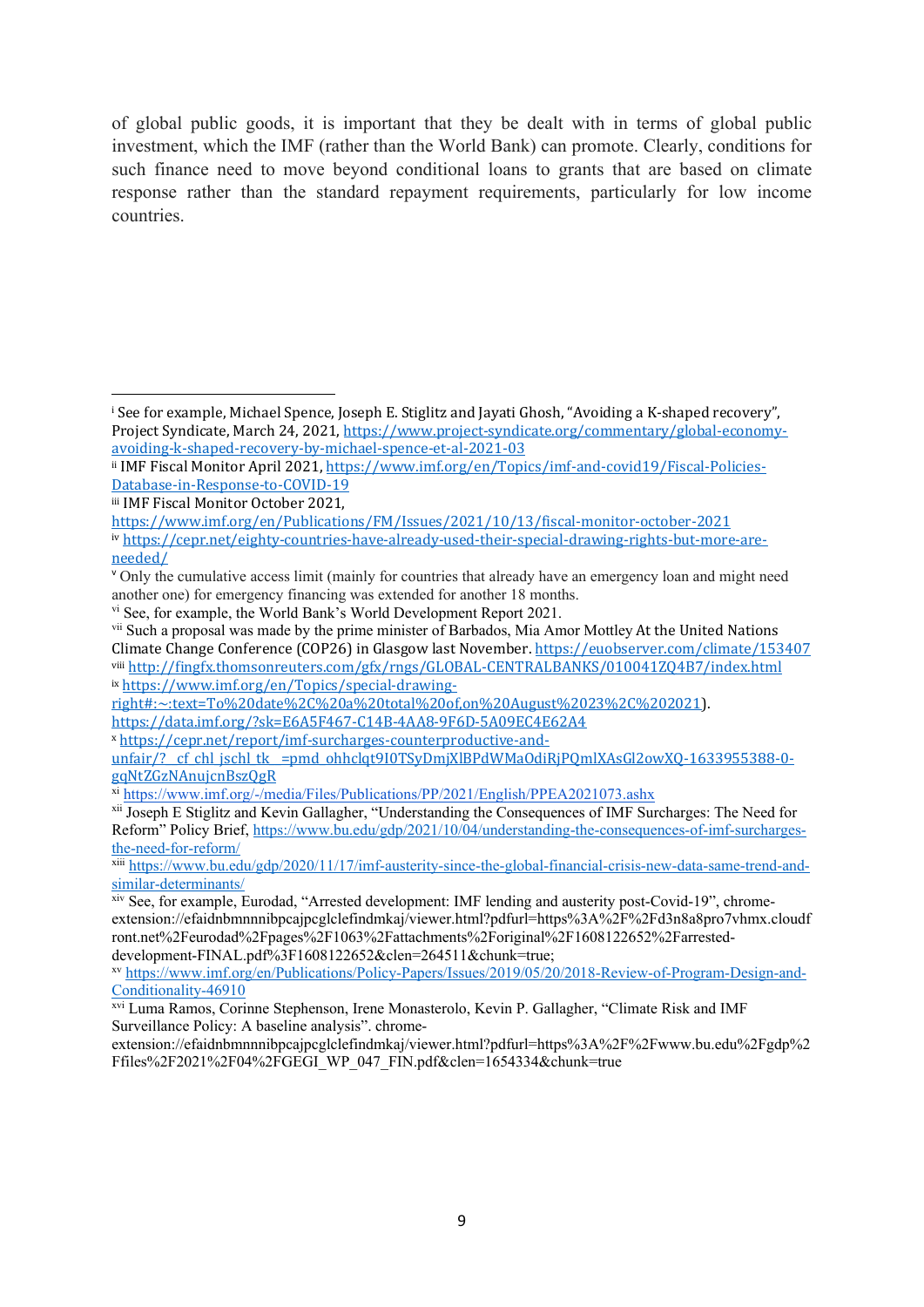of global public goods, it is important that they be dealt with in terms of global public investment, which the IMF (rather than the World Bank) can promote. Clearly, conditions for such finance need to move beyond conditional loans to grants that are based on climate response rather than the standard repayment requirements, particularly for low income countries.

---

[i] See for example, Michael Spence, Joseph E. Stiglitz and Jayati Ghosh, "Avoiding a K-shaped recovery", Project Syndicate, March 24, 2021, https://www.project-syndicate.org/commentary/global-economy-avoiding-k-shaped-recovery-by-michael-spence-et-al-2021-03

[ii] IMF Fiscal Monitor April 2021, https://www.imf.org/en/Topics/imf-and-covid19/Fiscal-Policies-Database-in-Response-to-COVID-19

[iii] IMF Fiscal Monitor October 2021, https://www.imf.org/en/Publications/FM/Issues/2021/10/13/fiscal-monitor-october-2021

[iv] https://cepr.net/eighty-countries-have-already-used-their-special-drawing-rights-but-more-are-needed/

[v] Only the cumulative access limit (mainly for countries that already have an emergency loan and might need another one) for emergency financing was extended for another 18 months.

[vi] See, for example, the World Bank's World Development Report 2021.

[vii] Such a proposal was made by the prime minister of Barbados, Mia Amor Mottley At the United Nations Climate Change Conference (COP26) in Glasgow last November. https://euobserver.com/climate/153407

[viii] http://fingfx.thomsonreuters.com/gfx/rngs/GLOBAL-CENTRALBANKS/010041ZQ4B7/index.html

[ix] https://www.imf.org/en/Topics/special-drawing-right#:~:text=To%20date%2C%20a%20total%20of,on%20August%2023%2C%202021). https://data.imf.org/?sk=E6A5F467-C14B-4AA8-9F6D-5A09EC4E62A4

[x] https://cepr.net/report/imf-surcharges-counterproductive-and-unfair/?__cf_chl_jschl_tk__=pmd_ohhclqt9I0TSyDmjXlBPdWMaOdiRjPQmlXAsGl2owXQ-1633955388-0-gqNtZGzNAnujcnBszQgR

[xi] https://www.imf.org/-/media/Files/Publications/PP/2021/English/PPEA2021073.ashx

[xii] Joseph E Stiglitz and Kevin Gallagher, "Understanding the Consequences of IMF Surcharges: The Need for Reform" Policy Brief, https://www.bu.edu/gdp/2021/10/04/understanding-the-consequences-of-imf-surcharges-the-need-for-reform/

[xiii] https://www.bu.edu/gdp/2020/11/17/imf-austerity-since-the-global-financial-crisis-new-data-same-trend-and-similar-determinants/

[xiv] See, for example, Eurodad, "Arrested development: IMF lending and austerity post-Covid-19", chrome-extension://efaidnbmnnnibpcajpcglclefindmkaj/viewer.html?pdfurl=https%3A%2F%2Fd3n8a8pro7vhmx.cloudfront.net%2Feurodad%2Fpages%2F1063%2Fattachments%2Foriginal%2F1608122652%2Farrested-development-FINAL.pdf%3F1608122652&clen=264511&chunk=true;

[xv] https://www.imf.org/en/Publications/Policy-Papers/Issues/2019/05/20/2018-Review-of-Program-Design-and-Conditionality-46910

[xvi] Luma Ramos, Corinne Stephenson, Irene Monasterolo, Kevin P. Gallagher, "Climate Risk and IMF Surveillance Policy: A baseline analysis". chrome-extension://efaidnbmnnnibpcajpcglclefindmkaj/viewer.html?pdfurl=https%3A%2F%2Fwww.bu.edu%2Fgdp%2Ffiles%2F2021%2F04%2FGEGI_WP_047_FIN.pdf&clen=1654334&chunk=true